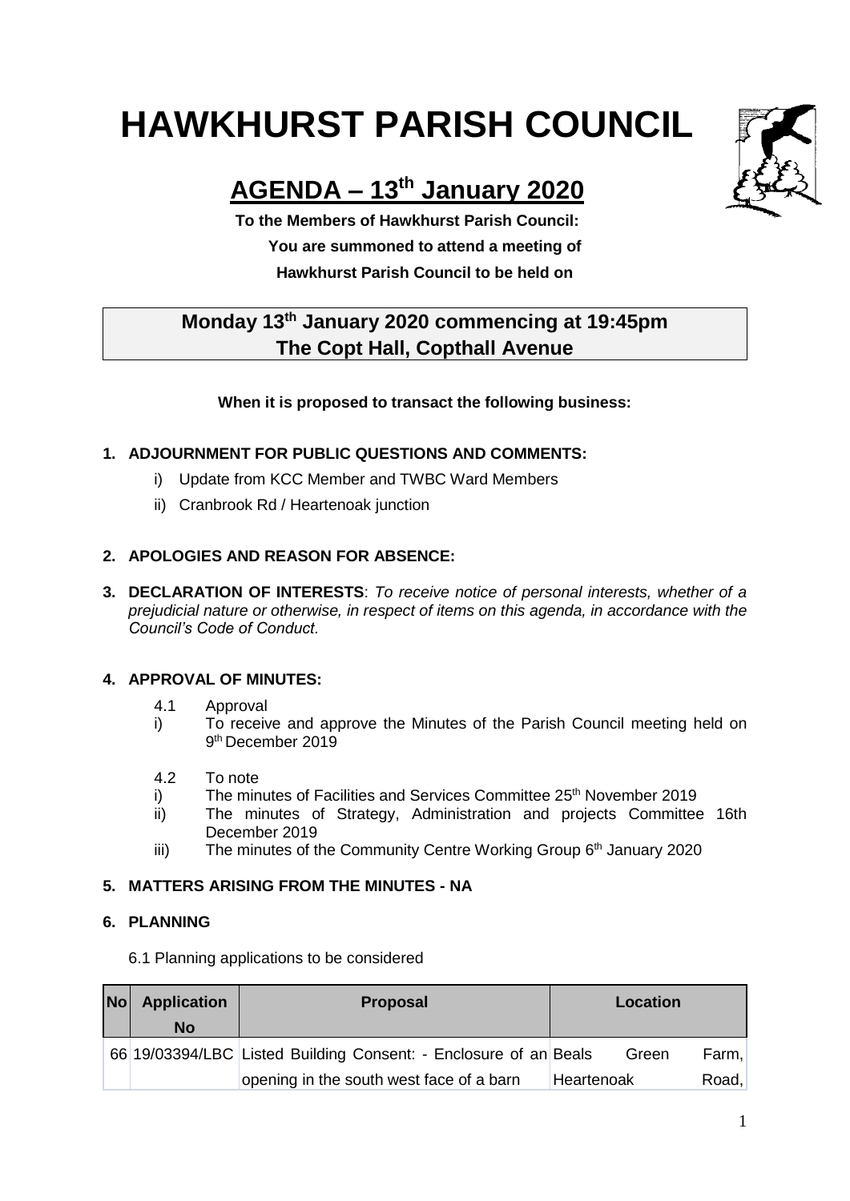# HAWKHURST PARISH COUNCIL

## AGENDA – 13th January 2020

**To the Members of Hawkhurst Parish Council:**
**You are summoned to attend a meeting of**
**Hawkhurst Parish Council to be held on**

**Monday 13th January 2020 commencing at 19:45pm**
**The Copt Hall, Copthall Avenue**

**When it is proposed to transact the following business:**

**1. ADJOURNMENT FOR PUBLIC QUESTIONS AND COMMENTS:**

   i) Update from KCC Member and TWBC Ward Members

   ii) Cranbrook Rd / Heartenoak junction

**2. APOLOGIES AND REASON FOR ABSENCE:**

**3. DECLARATION OF INTERESTS**: *To receive notice of personal interests, whether of a prejudicial nature or otherwise, in respect of items on this agenda, in accordance with the Council's Code of Conduct.*

**4. APPROVAL OF MINUTES:**

4.1 Approval

i) To receive and approve the Minutes of the Parish Council meeting held on 9th December 2019

4.2 To note

i) The minutes of Facilities and Services Committee 25th November 2019

ii) The minutes of Strategy, Administration and projects Committee 16th December 2019

iii) The minutes of the Community Centre Working Group 6th January 2020

**5. MATTERS ARISING FROM THE MINUTES - NA**

**6. PLANNING**

6.1 Planning applications to be considered

| No | Application No | Proposal | Location |
|---|---|---|---|
| 66 | 19/03394/LBC | Listed Building Consent: - Enclosure of an opening in the south west face of a barn | Beals Green Farm, Heartenoak Road, |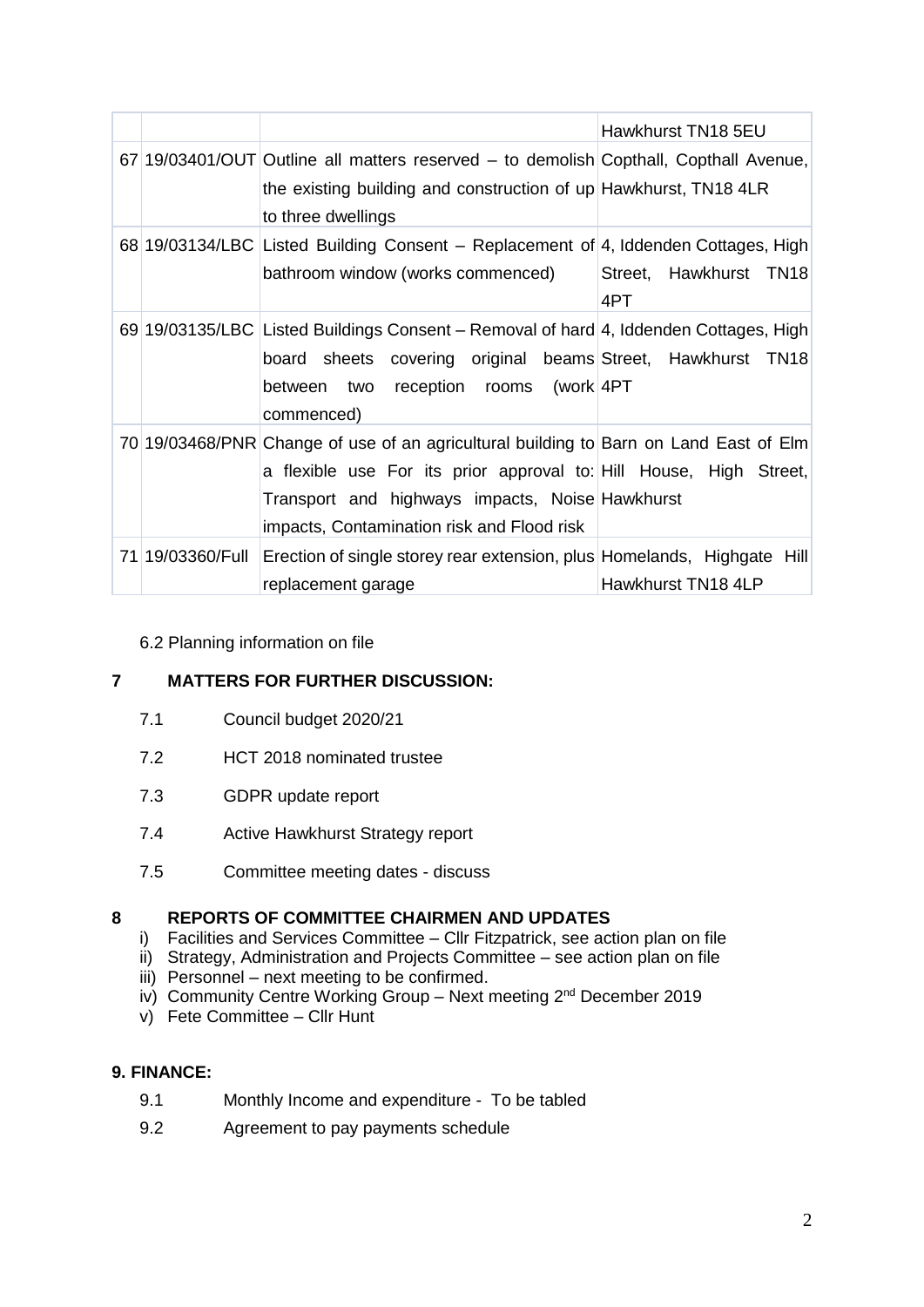| | | | |
|---|---|---|---|
| | | | Hawkhurst TN18 5EU |
| 67 | 19/03401/OUT | Outline all matters reserved – to demolish the existing building and construction of up to three dwellings | Copthall, Copthall Avenue, Hawkhurst, TN18 4LR |
| 68 | 19/03134/LBC | Listed Building Consent – Replacement of bathroom window (works commenced) | 4, Iddenden Cottages, High Street, Hawkhurst TN18 4PT |
| 69 | 19/03135/LBC | Listed Buildings Consent – Removal of hard board sheets covering original beams between two reception rooms (work commenced) | 4, Iddenden Cottages, High Street, Hawkhurst TN18 4PT |
| 70 | 19/03468/PNR | Change of use of an agricultural building to a flexible use For its prior approval to: Transport and highways impacts, Noise impacts, Contamination risk and Flood risk | Barn on Land East of Elm Hill House, High Street, Hawkhurst |
| 71 | 19/03360/Full | Erection of single storey rear extension, plus replacement garage | Homelands, Highgate Hill Hawkhurst TN18 4LP |

6.2 Planning information on file

## 7 MATTERS FOR FURTHER DISCUSSION:

7.1 Council budget 2020/21

7.2 HCT 2018 nominated trustee

7.3 GDPR update report

7.4 Active Hawkhurst Strategy report

7.5 Committee meeting dates - discuss

## 8 REPORTS OF COMMITTEE CHAIRMEN AND UPDATES

i) Facilities and Services Committee – Cllr Fitzpatrick, see action plan on file
ii) Strategy, Administration and Projects Committee – see action plan on file
iii) Personnel – next meeting to be confirmed.
iv) Community Centre Working Group – Next meeting 2nd December 2019
v) Fete Committee – Cllr Hunt

## 9. FINANCE:

9.1 Monthly Income and expenditure - To be tabled

9.2 Agreement to pay payments schedule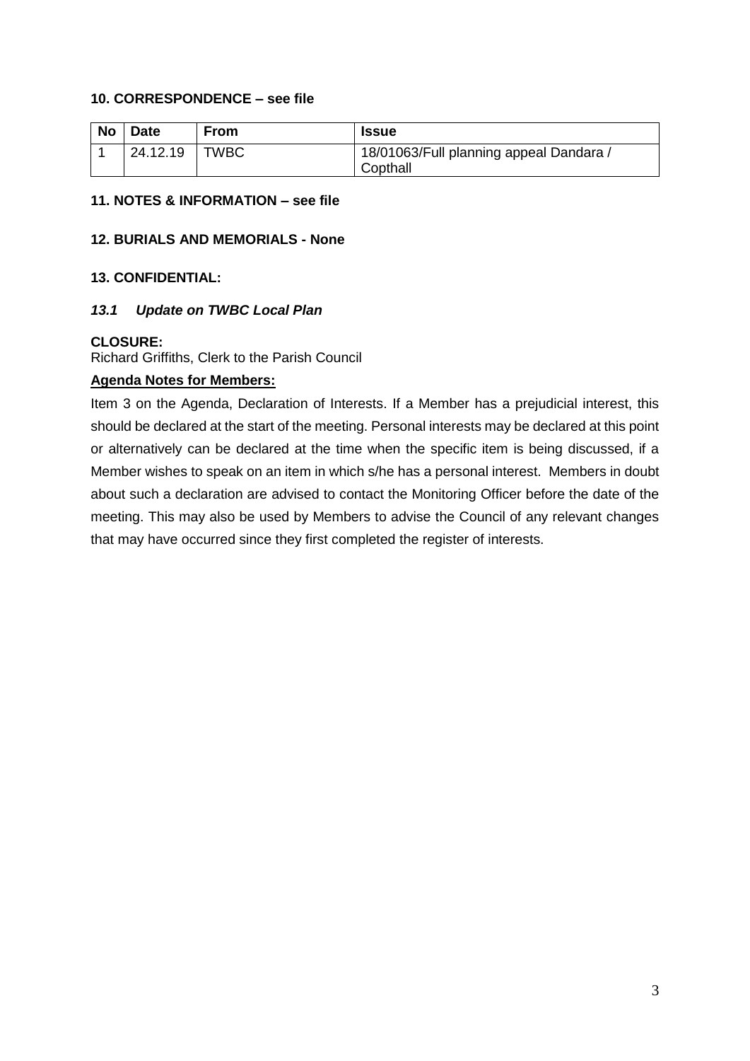**10. CORRESPONDENCE – see file**

| No | Date | From | Issue |
|---|---|---|---|
| 1 | 24.12.19 | TWBC | 18/01063/Full planning appeal Dandara / Copthall |

**11. NOTES & INFORMATION – see file**

**12. BURIALS AND MEMORIALS - None**

**13. CONFIDENTIAL:**

***13.1 Update on TWBC Local Plan***

**CLOSURE:**
Richard Griffiths, Clerk to the Parish Council

**Agenda Notes for Members:**

Item 3 on the Agenda, Declaration of Interests. If a Member has a prejudicial interest, this should be declared at the start of the meeting. Personal interests may be declared at this point or alternatively can be declared at the time when the specific item is being discussed, if a Member wishes to speak on an item in which s/he has a personal interest. Members in doubt about such a declaration are advised to contact the Monitoring Officer before the date of the meeting. This may also be used by Members to advise the Council of any relevant changes that may have occurred since they first completed the register of interests.